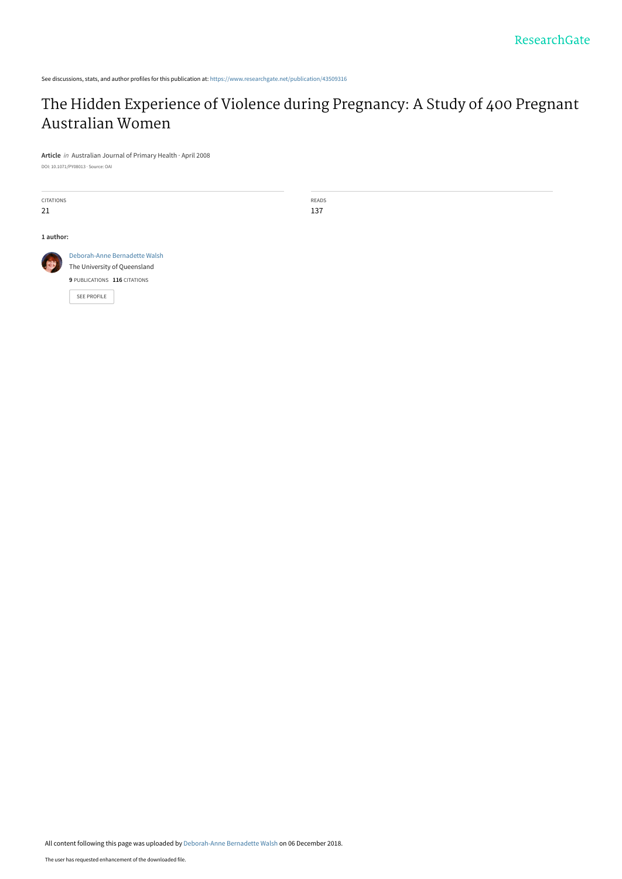See discussions, stats, and author profiles for this publication at: https://www.researchgate.net/publication/43509316

# The Hidden Experience of Violence during Pregnancy: A Study of 400 Pregnant Australian Women

**Article** *in* Australian Journal of Primary Health · April 2008

DOI: 10.1071/PY08013 · Source: OAI

| CITATIONS | READS |
|---|---|
| 21 | 137 |

**1 author:**

Deborah-Anne Bernadette Walsh
The University of Queensland
**9** PUBLICATIONS **116** CITATIONS

SEE PROFILE

All content following this page was uploaded by Deborah-Anne Bernadette Walsh on 06 December 2018.

The user has requested enhancement of the downloaded file.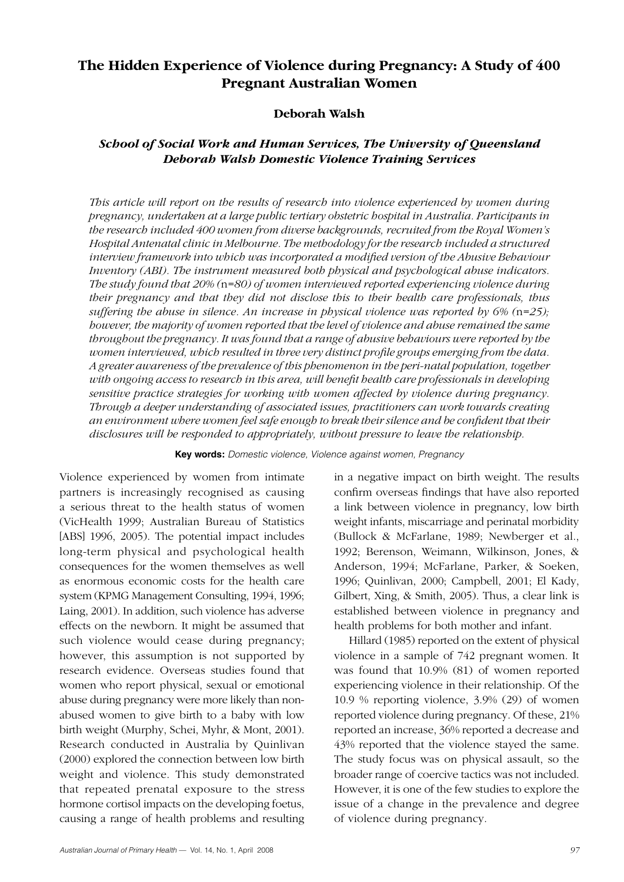# The Hidden Experience of Violence during Pregnancy: A Study of 400 Pregnant Australian Women

**Deborah Walsh**

***School of Social Work and Human Services, The University of Queensland***
***Deborah Walsh Domestic Violence Training Services***

*This article will report on the results of research into violence experienced by women during pregnancy, undertaken at a large public tertiary obstetric hospital in Australia. Participants in the research included 400 women from diverse backgrounds, recruited from the Royal Women's Hospital Antenatal clinic in Melbourne. The methodology for the research included a structured interview framework into which was incorporated a modified version of the Abusive Behaviour Inventory (ABI). The instrument measured both physical and psychological abuse indicators. The study found that 20% (*n*=80) of women interviewed reported experiencing violence during their pregnancy and that they did not disclose this to their health care professionals, thus suffering the abuse in silence. An increase in physical violence was reported by 6% (*n*=25); however, the majority of women reported that the level of violence and abuse remained the same throughout the pregnancy. It was found that a range of abusive behaviours were reported by the women interviewed, which resulted in three very distinct profile groups emerging from the data. A greater awareness of the prevalence of this phenomenon in the peri-natal population, together with ongoing access to research in this area, will benefit health care professionals in developing sensitive practice strategies for working with women affected by violence during pregnancy. Through a deeper understanding of associated issues, practitioners can work towards creating an environment where women feel safe enough to break their silence and be confident that their disclosures will be responded to appropriately, without pressure to leave the relationship.*

**Key words:** *Domestic violence, Violence against women, Pregnancy*

Violence experienced by women from intimate partners is increasingly recognised as causing a serious threat to the health status of women (VicHealth 1999; Australian Bureau of Statistics [ABS] 1996, 2005). The potential impact includes long-term physical and psychological health consequences for the women themselves as well as enormous economic costs for the health care system (KPMG Management Consulting, 1994, 1996; Laing, 2001). In addition, such violence has adverse effects on the newborn. It might be assumed that such violence would cease during pregnancy; however, this assumption is not supported by research evidence. Overseas studies found that women who report physical, sexual or emotional abuse during pregnancy were more likely than non-abused women to give birth to a baby with low birth weight (Murphy, Schei, Myhr, & Mont, 2001). Research conducted in Australia by Quinlivan (2000) explored the connection between low birth weight and violence. This study demonstrated that repeated prenatal exposure to the stress hormone cortisol impacts on the developing foetus, causing a range of health problems and resulting in a negative impact on birth weight. The results confirm overseas findings that have also reported a link between violence in pregnancy, low birth weight infants, miscarriage and perinatal morbidity (Bullock & McFarlane, 1989; Newberger et al., 1992; Berenson, Weimann, Wilkinson, Jones, & Anderson, 1994; McFarlane, Parker, & Soeken, 1996; Quinlivan, 2000; Campbell, 2001; El Kady, Gilbert, Xing, & Smith, 2005). Thus, a clear link is established between violence in pregnancy and health problems for both mother and infant.

Hillard (1985) reported on the extent of physical violence in a sample of 742 pregnant women. It was found that 10.9% (81) of women reported experiencing violence in their relationship. Of the 10.9 % reporting violence, 3.9% (29) of women reported violence during pregnancy. Of these, 21% reported an increase, 36% reported a decrease and 43% reported that the violence stayed the same. The study focus was on physical assault, so the broader range of coercive tactics was not included. However, it is one of the few studies to explore the issue of a change in the prevalence and degree of violence during pregnancy.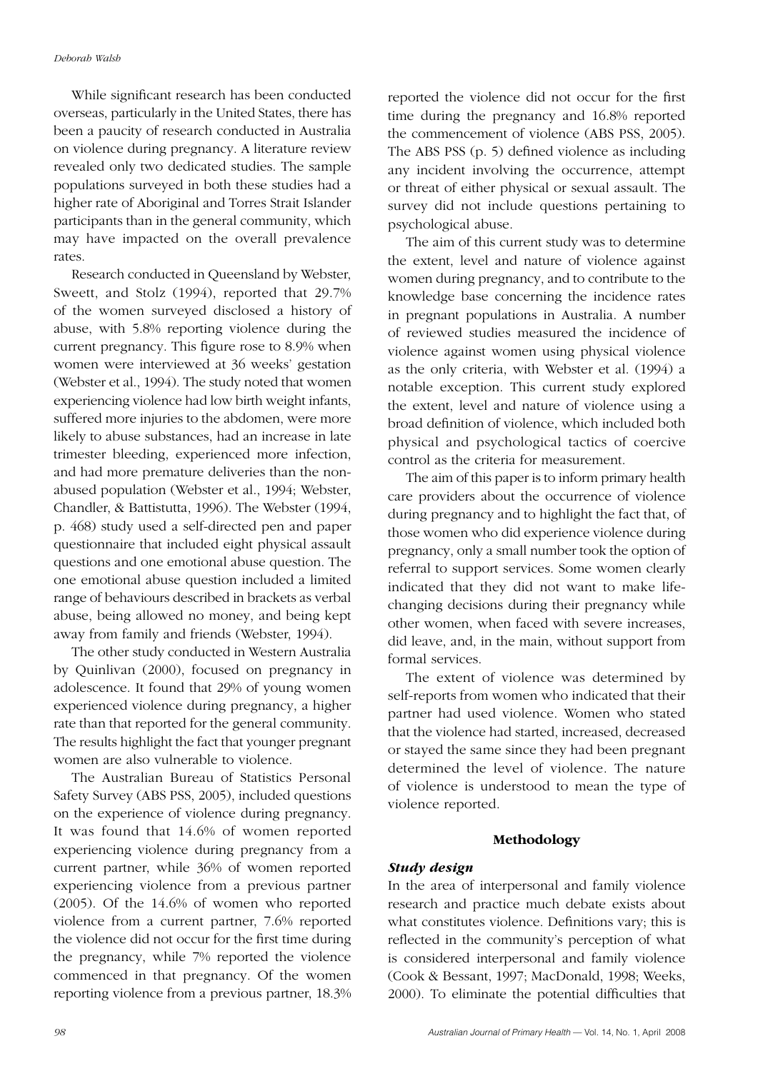While significant research has been conducted overseas, particularly in the United States, there has been a paucity of research conducted in Australia on violence during pregnancy. A literature review revealed only two dedicated studies. The sample populations surveyed in both these studies had a higher rate of Aboriginal and Torres Strait Islander participants than in the general community, which may have impacted on the overall prevalence rates.

Research conducted in Queensland by Webster, Sweett, and Stolz (1994), reported that 29.7% of the women surveyed disclosed a history of abuse, with 5.8% reporting violence during the current pregnancy. This figure rose to 8.9% when women were interviewed at 36 weeks' gestation (Webster et al., 1994). The study noted that women experiencing violence had low birth weight infants, suffered more injuries to the abdomen, were more likely to abuse substances, had an increase in late trimester bleeding, experienced more infection, and had more premature deliveries than the non-abused population (Webster et al., 1994; Webster, Chandler, & Battistutta, 1996). The Webster (1994, p. 468) study used a self-directed pen and paper questionnaire that included eight physical assault questions and one emotional abuse question. The one emotional abuse question included a limited range of behaviours described in brackets as verbal abuse, being allowed no money, and being kept away from family and friends (Webster, 1994).

The other study conducted in Western Australia by Quinlivan (2000), focused on pregnancy in adolescence. It found that 29% of young women experienced violence during pregnancy, a higher rate than that reported for the general community. The results highlight the fact that younger pregnant women are also vulnerable to violence.

The Australian Bureau of Statistics Personal Safety Survey (ABS PSS, 2005), included questions on the experience of violence during pregnancy. It was found that 14.6% of women reported experiencing violence during pregnancy from a current partner, while 36% of women reported experiencing violence from a previous partner (2005). Of the 14.6% of women who reported violence from a current partner, 7.6% reported the violence did not occur for the first time during the pregnancy, while 7% reported the violence commenced in that pregnancy. Of the women reporting violence from a previous partner, 18.3% reported the violence did not occur for the first time during the pregnancy and 16.8% reported the commencement of violence (ABS PSS, 2005). The ABS PSS (p. 5) defined violence as including any incident involving the occurrence, attempt or threat of either physical or sexual assault. The survey did not include questions pertaining to psychological abuse.

The aim of this current study was to determine the extent, level and nature of violence against women during pregnancy, and to contribute to the knowledge base concerning the incidence rates in pregnant populations in Australia. A number of reviewed studies measured the incidence of violence against women using physical violence as the only criteria, with Webster et al. (1994) a notable exception. This current study explored the extent, level and nature of violence using a broad definition of violence, which included both physical and psychological tactics of coercive control as the criteria for measurement.

The aim of this paper is to inform primary health care providers about the occurrence of violence during pregnancy and to highlight the fact that, of those women who did experience violence during pregnancy, only a small number took the option of referral to support services. Some women clearly indicated that they did not want to make life-changing decisions during their pregnancy while other women, when faced with severe increases, did leave, and, in the main, without support from formal services.

The extent of violence was determined by self-reports from women who indicated that their partner had used violence. Women who stated that the violence had started, increased, decreased or stayed the same since they had been pregnant determined the level of violence. The nature of violence is understood to mean the type of violence reported.

## Methodology

### *Study design*

In the area of interpersonal and family violence research and practice much debate exists about what constitutes violence. Definitions vary; this is reflected in the community's perception of what is considered interpersonal and family violence (Cook & Bessant, 1997; MacDonald, 1998; Weeks, 2000). To eliminate the potential difficulties that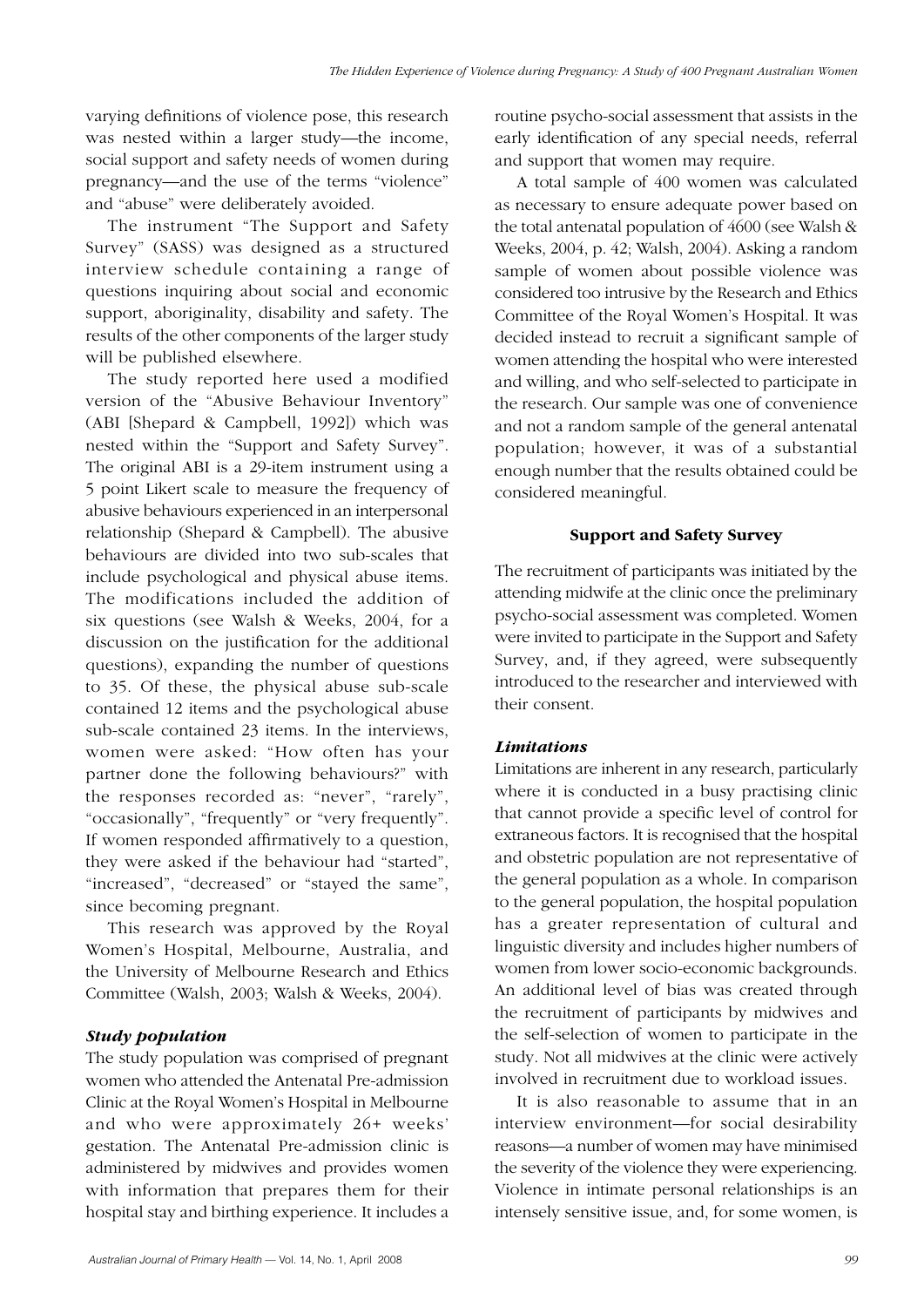varying definitions of violence pose, this research was nested within a larger study—the income, social support and safety needs of women during pregnancy—and the use of the terms "violence" and "abuse" were deliberately avoided.

The instrument "The Support and Safety Survey" (SASS) was designed as a structured interview schedule containing a range of questions inquiring about social and economic support, aboriginality, disability and safety. The results of the other components of the larger study will be published elsewhere.

The study reported here used a modified version of the "Abusive Behaviour Inventory" (ABI [Shepard & Campbell, 1992]) which was nested within the "Support and Safety Survey". The original ABI is a 29-item instrument using a 5 point Likert scale to measure the frequency of abusive behaviours experienced in an interpersonal relationship (Shepard & Campbell). The abusive behaviours are divided into two sub-scales that include psychological and physical abuse items. The modifications included the addition of six questions (see Walsh & Weeks, 2004, for a discussion on the justification for the additional questions), expanding the number of questions to 35. Of these, the physical abuse sub-scale contained 12 items and the psychological abuse sub-scale contained 23 items. In the interviews, women were asked: "How often has your partner done the following behaviours?" with the responses recorded as: "never", "rarely", "occasionally", "frequently" or "very frequently". If women responded affirmatively to a question, they were asked if the behaviour had "started", "increased", "decreased" or "stayed the same", since becoming pregnant.

This research was approved by the Royal Women's Hospital, Melbourne, Australia, and the University of Melbourne Research and Ethics Committee (Walsh, 2003; Walsh & Weeks, 2004).

### *Study population*

The study population was comprised of pregnant women who attended the Antenatal Pre-admission Clinic at the Royal Women's Hospital in Melbourne and who were approximately 26+ weeks' gestation. The Antenatal Pre-admission clinic is administered by midwives and provides women with information that prepares them for their hospital stay and birthing experience. It includes a routine psycho-social assessment that assists in the early identification of any special needs, referral and support that women may require.

A total sample of 400 women was calculated as necessary to ensure adequate power based on the total antenatal population of 4600 (see Walsh & Weeks, 2004, p. 42; Walsh, 2004). Asking a random sample of women about possible violence was considered too intrusive by the Research and Ethics Committee of the Royal Women's Hospital. It was decided instead to recruit a significant sample of women attending the hospital who were interested and willing, and who self-selected to participate in the research. Our sample was one of convenience and not a random sample of the general antenatal population; however, it was of a substantial enough number that the results obtained could be considered meaningful.

## Support and Safety Survey

The recruitment of participants was initiated by the attending midwife at the clinic once the preliminary psycho-social assessment was completed. Women were invited to participate in the Support and Safety Survey, and, if they agreed, were subsequently introduced to the researcher and interviewed with their consent.

### *Limitations*

Limitations are inherent in any research, particularly where it is conducted in a busy practising clinic that cannot provide a specific level of control for extraneous factors. It is recognised that the hospital and obstetric population are not representative of the general population as a whole. In comparison to the general population, the hospital population has a greater representation of cultural and linguistic diversity and includes higher numbers of women from lower socio-economic backgrounds. An additional level of bias was created through the recruitment of participants by midwives and the self-selection of women to participate in the study. Not all midwives at the clinic were actively involved in recruitment due to workload issues.

It is also reasonable to assume that in an interview environment—for social desirability reasons—a number of women may have minimised the severity of the violence they were experiencing. Violence in intimate personal relationships is an intensely sensitive issue, and, for some women, is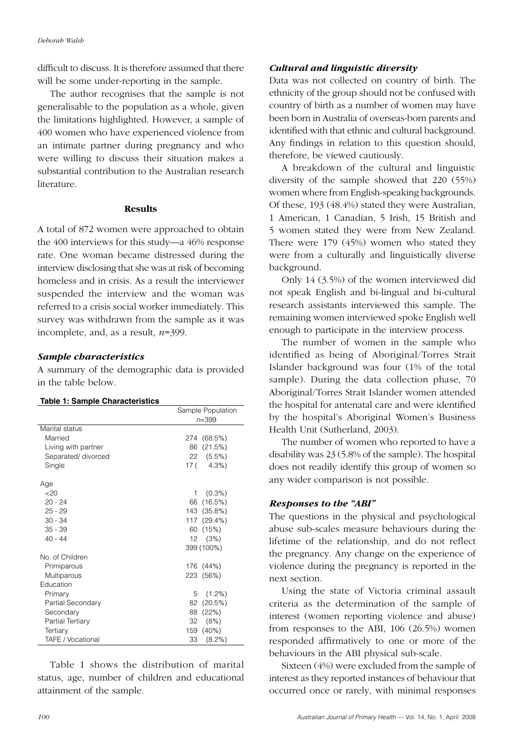difficult to discuss. It is therefore assumed that there will be some under-reporting in the sample.

The author recognises that the sample is not generalisable to the population as a whole, given the limitations highlighted. However, a sample of 400 women who have experienced violence from an intimate partner during pregnancy and who were willing to discuss their situation makes a substantial contribution to the Australian research literature.

## Results

A total of 872 women were approached to obtain the 400 interviews for this study—a 46% response rate. One woman became distressed during the interview disclosing that she was at risk of becoming homeless and in crisis. As a result the interviewer suspended the interview and the woman was referred to a crisis social worker immediately. This survey was withdrawn from the sample as it was incomplete, and, as a result, *n*=399.

### *Sample characteristics*

A summary of the demographic data is provided in the table below.

**Table 1: Sample Characteristics**

| | Sample Population *n*=399 |
|---|---|
| Marital status | |
| Married | 274 (68.5%) |
| Living with partner | 86 (21.5%) |
| Separated/ divorced | 22 (5.5%) |
| Single | 17 ( 4.3%) |
| Age | |
| <20 | 1 (0.3%) |
| 20 - 24 | 66 (16.5%) |
| 25 - 29 | 143 (35.8%) |
| 30 - 34 | 117 (29.4%) |
| 35 - 39 | 60 (15%) |
| 40 - 44 | 12 (3%) |
| | 399 (100%) |
| No. of Children | |
| Primiparous | 176 (44%) |
| Multiparous | 223 (56%) |
| Education | |
| Primary | 5 (1.2%) |
| Partial Secondary | 82 (20.5%) |
| Secondary | 88 (22%) |
| Partial Tertiary | 32 (8%) |
| Tertiary | 159 (40%) |
| TAFE / Vocational | 33 (8.2%) |

Table 1 shows the distribution of marital status, age, number of children and educational attainment of the sample.

### *Cultural and linguistic diversity*

Data was not collected on country of birth. The ethnicity of the group should not be confused with country of birth as a number of women may have been born in Australia of overseas-born parents and identified with that ethnic and cultural background. Any findings in relation to this question should, therefore, be viewed cautiously.

A breakdown of the cultural and linguistic diversity of the sample showed that 220 (55%) women where from English-speaking backgrounds. Of these, 193 (48.4%) stated they were Australian, 1 American, 1 Canadian, 5 Irish, 15 British and 5 women stated they were from New Zealand. There were 179 (45%) women who stated they were from a culturally and linguistically diverse background.

Only 14 (3.5%) of the women interviewed did not speak English and bi-lingual and bi-cultural research assistants interviewed this sample. The remaining women interviewed spoke English well enough to participate in the interview process.

The number of women in the sample who identified as being of Aboriginal/Torres Strait Islander background was four (1% of the total sample). During the data collection phase, 70 Aboriginal/Torres Strait Islander women attended the hospital for antenatal care and were identified by the hospital's Aboriginal Women's Business Health Unit (Sutherland, 2003).

The number of women who reported to have a disability was 23 (5.8% of the sample). The hospital does not readily identify this group of women so any wider comparison is not possible.

### *Responses to the "ABI"*

The questions in the physical and psychological abuse sub-scales measure behaviours during the lifetime of the relationship, and do not reflect the pregnancy. Any change on the experience of violence during the pregnancy is reported in the next section.

Using the state of Victoria criminal assault criteria as the determination of the sample of interest (women reporting violence and abuse) from responses to the ABI, 106 (26.5%) women responded affirmatively to one or more of the behaviours in the ABI physical sub-scale.

Sixteen (4%) were excluded from the sample of interest as they reported instances of behaviour that occurred once or rarely, with minimal responses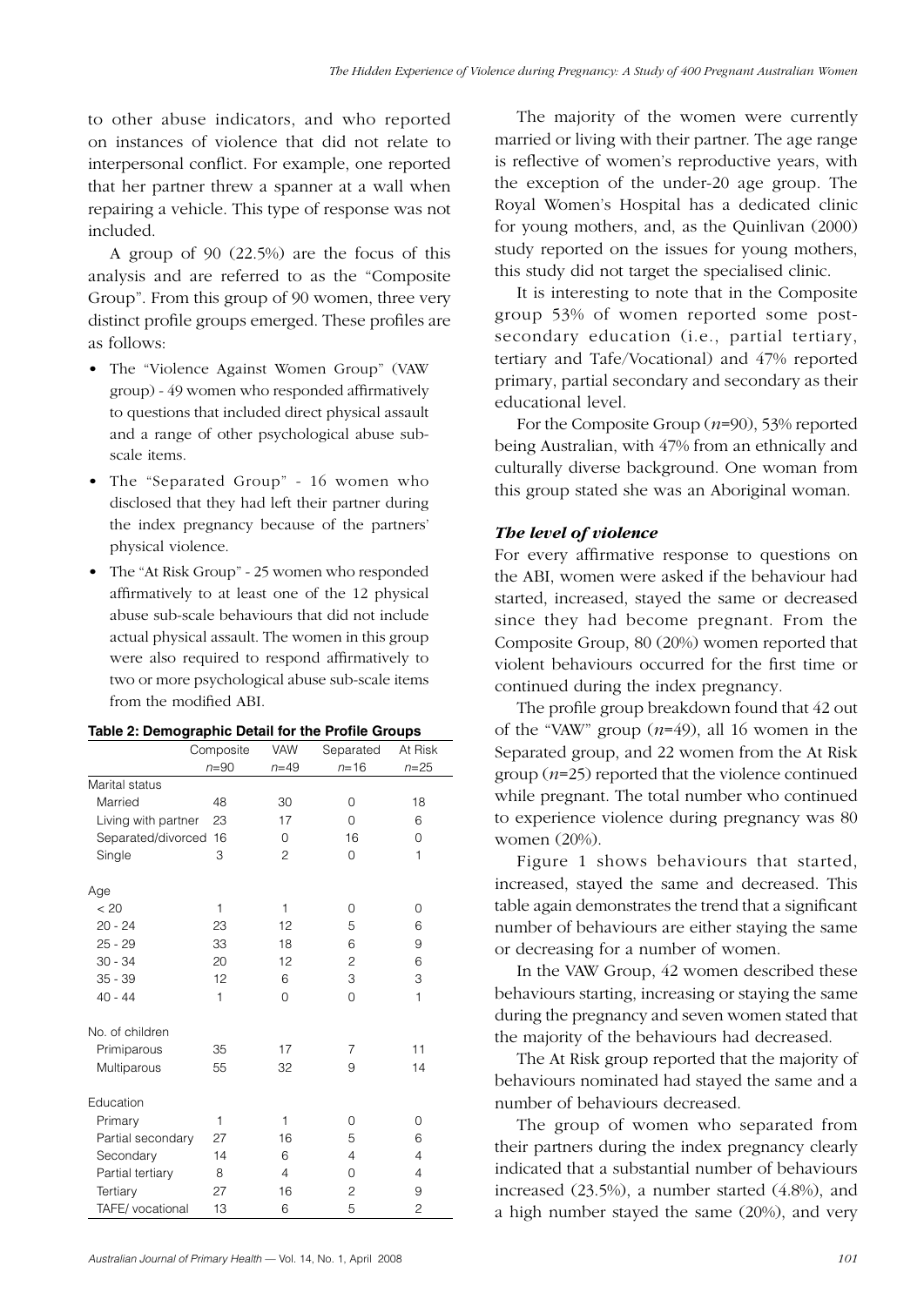to other abuse indicators, and who reported on instances of violence that did not relate to interpersonal conflict. For example, one reported that her partner threw a spanner at a wall when repairing a vehicle. This type of response was not included.

A group of 90 (22.5%) are the focus of this analysis and are referred to as the "Composite Group". From this group of 90 women, three very distinct profile groups emerged. These profiles are as follows:

- The "Violence Against Women Group" (VAW group) - 49 women who responded affirmatively to questions that included direct physical assault and a range of other psychological abuse sub-scale items.
- The "Separated Group" - 16 women who disclosed that they had left their partner during the index pregnancy because of the partners' physical violence.
- The "At Risk Group" - 25 women who responded affirmatively to at least one of the 12 physical abuse sub-scale behaviours that did not include actual physical assault. The women in this group were also required to respond affirmatively to two or more psychological abuse sub-scale items from the modified ABI.

**Table 2: Demographic Detail for the Profile Groups**

| | Composite | VAW | Separated | At Risk |
|---|---|---|---|---|
| | *n*=90 | *n*=49 | *n*=16 | *n*=25 |
| Marital status | | | | |
| Married | 48 | 30 | 0 | 18 |
| Living with partner | 23 | 17 | 0 | 6 |
| Separated/divorced | 16 | 0 | 16 | 0 |
| Single | 3 | 2 | 0 | 1 |
| Age | | | | |
| < 20 | 1 | 1 | 0 | 0 |
| 20 - 24 | 23 | 12 | 5 | 6 |
| 25 - 29 | 33 | 18 | 6 | 9 |
| 30 - 34 | 20 | 12 | 2 | 6 |
| 35 - 39 | 12 | 6 | 3 | 3 |
| 40 - 44 | 1 | 0 | 0 | 1 |
| No. of children | | | | |
| Primiparous | 35 | 17 | 7 | 11 |
| Multiparous | 55 | 32 | 9 | 14 |
| Education | | | | |
| Primary | 1 | 1 | 0 | 0 |
| Partial secondary | 27 | 16 | 5 | 6 |
| Secondary | 14 | 6 | 4 | 4 |
| Partial tertiary | 8 | 4 | 0 | 4 |
| Tertiary | 27 | 16 | 2 | 9 |
| TAFE/ vocational | 13 | 6 | 5 | 2 |

The majority of the women were currently married or living with their partner. The age range is reflective of women's reproductive years, with the exception of the under-20 age group. The Royal Women's Hospital has a dedicated clinic for young mothers, and, as the Quinlivan (2000) study reported on the issues for young mothers, this study did not target the specialised clinic.

It is interesting to note that in the Composite group 53% of women reported some post-secondary education (i.e., partial tertiary, tertiary and Tafe/Vocational) and 47% reported primary, partial secondary and secondary as their educational level.

For the Composite Group (*n*=90), 53% reported being Australian, with 47% from an ethnically and culturally diverse background. One woman from this group stated she was an Aboriginal woman.

### *The level of violence*

For every affirmative response to questions on the ABI, women were asked if the behaviour had started, increased, stayed the same or decreased since they had become pregnant. From the Composite Group, 80 (20%) women reported that violent behaviours occurred for the first time or continued during the index pregnancy.

The profile group breakdown found that 42 out of the "VAW" group (*n*=49), all 16 women in the Separated group, and 22 women from the At Risk group (*n*=25) reported that the violence continued while pregnant. The total number who continued to experience violence during pregnancy was 80 women (20%).

Figure 1 shows behaviours that started, increased, stayed the same and decreased. This table again demonstrates the trend that a significant number of behaviours are either staying the same or decreasing for a number of women.

In the VAW Group, 42 women described these behaviours starting, increasing or staying the same during the pregnancy and seven women stated that the majority of the behaviours had decreased.

The At Risk group reported that the majority of behaviours nominated had stayed the same and a number of behaviours decreased.

The group of women who separated from their partners during the index pregnancy clearly indicated that a substantial number of behaviours increased (23.5%), a number started (4.8%), and a high number stayed the same (20%), and very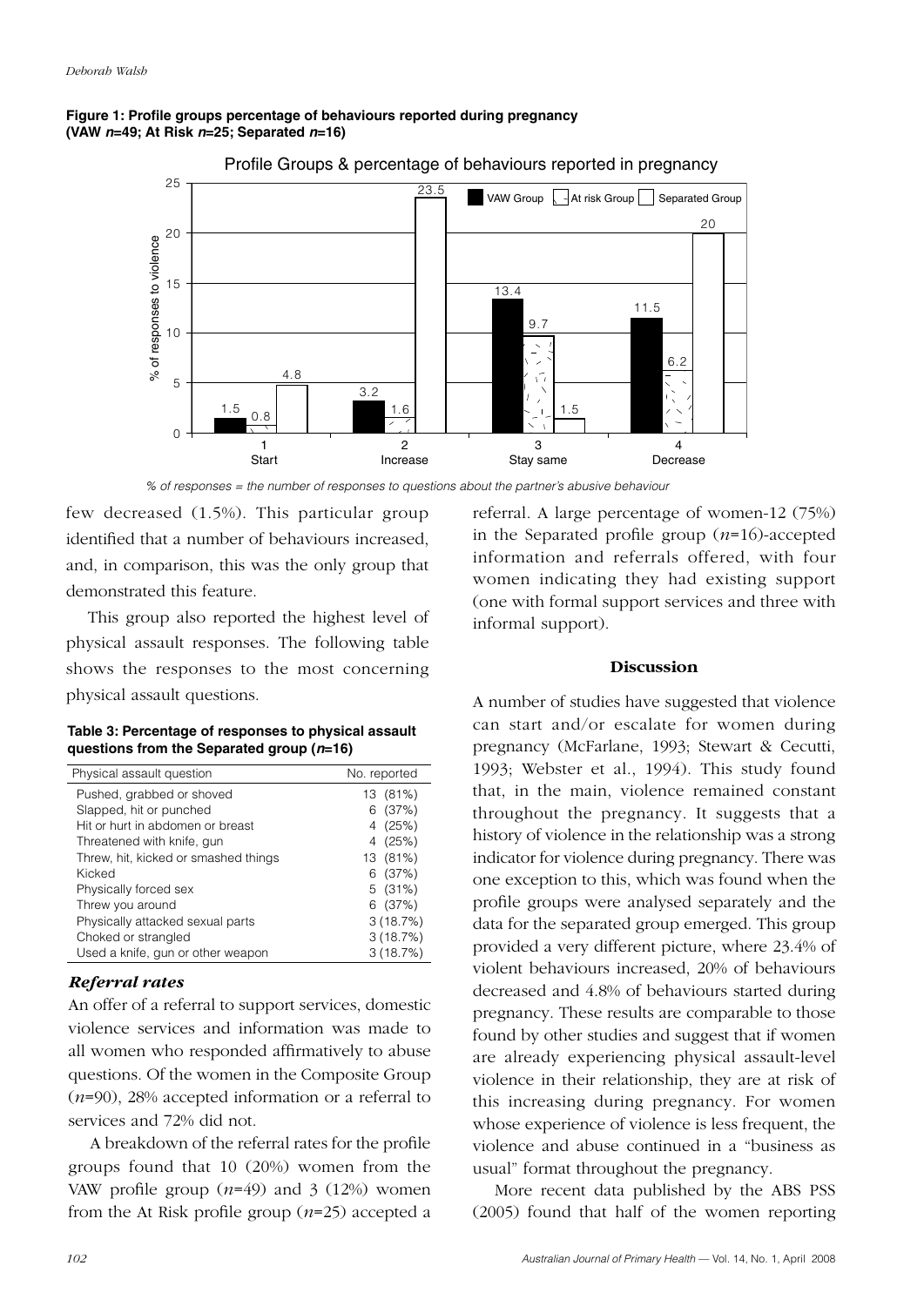**Figure 1: Profile groups percentage of behaviours reported during pregnancy (VAW *n*=49; At Risk *n*=25; Separated *n*=16)**

*% of responses = the number of responses to questions about the partner's abusive behaviour*

few decreased (1.5%). This particular group identified that a number of behaviours increased, and, in comparison, this was the only group that demonstrated this feature.

This group also reported the highest level of physical assault responses. The following table shows the responses to the most concerning physical assault questions.

**Table 3: Percentage of responses to physical assault questions from the Separated group (*n*=16)**

| Physical assault question | No. reported |
|---|---|
| Pushed, grabbed or shoved | 13 (81%) |
| Slapped, hit or punched | 6 (37%) |
| Hit or hurt in abdomen or breast | 4 (25%) |
| Threatened with knife, gun | 4 (25%) |
| Threw, hit, kicked or smashed things | 13 (81%) |
| Kicked | 6 (37%) |
| Physically forced sex | 5 (31%) |
| Threw you around | 6 (37%) |
| Physically attacked sexual parts | 3 (18.7%) |
| Choked or strangled | 3 (18.7%) |
| Used a knife, gun or other weapon | 3 (18.7%) |

### *Referral rates*

An offer of a referral to support services, domestic violence services and information was made to all women who responded affirmatively to abuse questions. Of the women in the Composite Group (*n*=90), 28% accepted information or a referral to services and 72% did not.

A breakdown of the referral rates for the profile groups found that 10 (20%) women from the VAW profile group (*n*=49) and 3 (12%) women from the At Risk profile group (*n*=25) accepted a referral. A large percentage of women-12 (75%) in the Separated profile group (*n*=16)-accepted information and referrals offered, with four women indicating they had existing support (one with formal support services and three with informal support).

## Discussion

A number of studies have suggested that violence can start and/or escalate for women during pregnancy (McFarlane, 1993; Stewart & Cecutti, 1993; Webster et al., 1994). This study found that, in the main, violence remained constant throughout the pregnancy. It suggests that a history of violence in the relationship was a strong indicator for violence during pregnancy. There was one exception to this, which was found when the profile groups were analysed separately and the data for the separated group emerged. This group provided a very different picture, where 23.4% of violent behaviours increased, 20% of behaviours decreased and 4.8% of behaviours started during pregnancy. These results are comparable to those found by other studies and suggest that if women are already experiencing physical assault-level violence in their relationship, they are at risk of this increasing during pregnancy. For women whose experience of violence is less frequent, the violence and abuse continued in a "business as usual" format throughout the pregnancy.

More recent data published by the ABS PSS (2005) found that half of the women reporting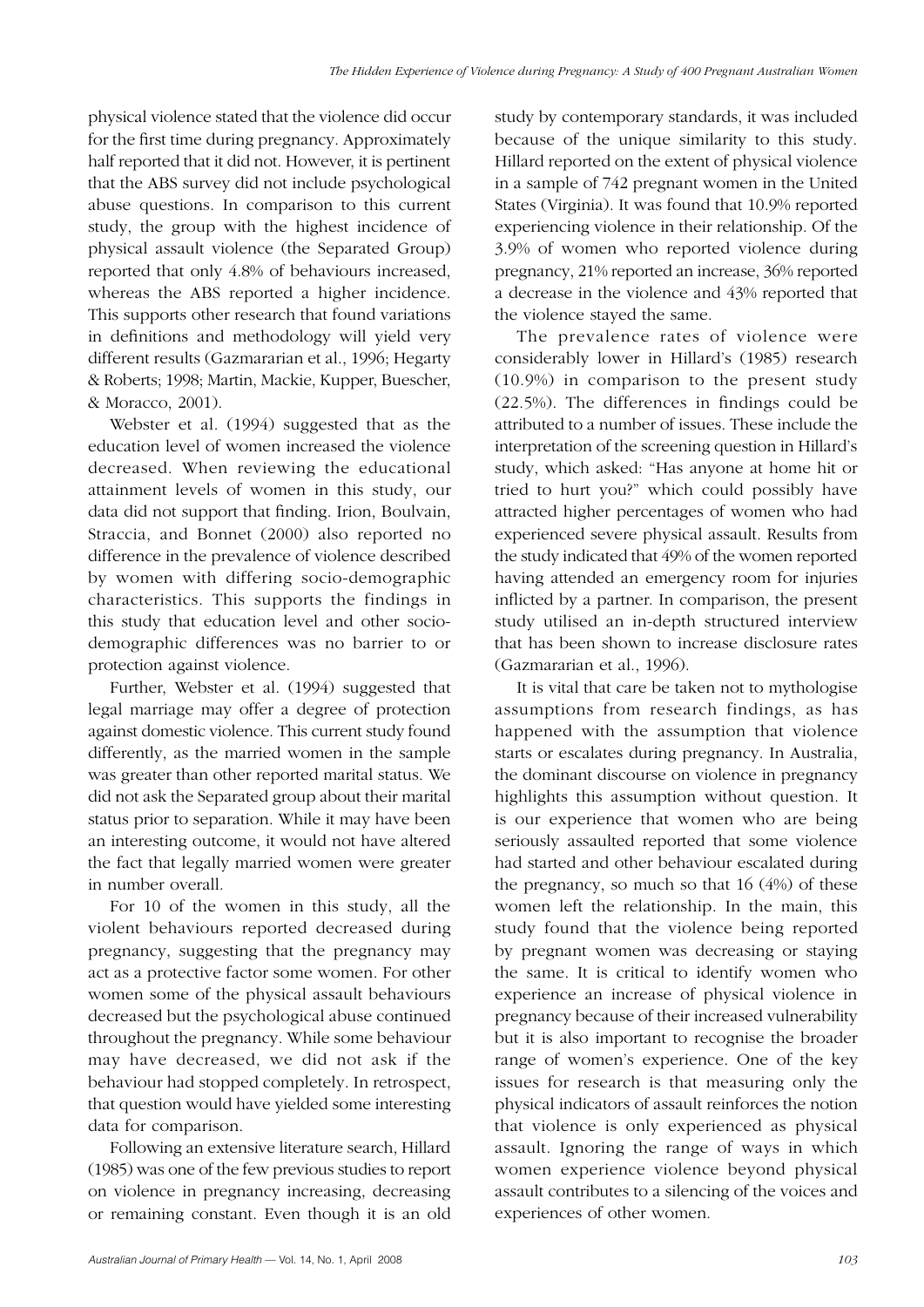physical violence stated that the violence did occur for the first time during pregnancy. Approximately half reported that it did not. However, it is pertinent that the ABS survey did not include psychological abuse questions. In comparison to this current study, the group with the highest incidence of physical assault violence (the Separated Group) reported that only 4.8% of behaviours increased, whereas the ABS reported a higher incidence. This supports other research that found variations in definitions and methodology will yield very different results (Gazmararian et al., 1996; Hegarty & Roberts; 1998; Martin, Mackie, Kupper, Buescher, & Moracco, 2001).

Webster et al. (1994) suggested that as the education level of women increased the violence decreased. When reviewing the educational attainment levels of women in this study, our data did not support that finding. Irion, Boulvain, Straccia, and Bonnet (2000) also reported no difference in the prevalence of violence described by women with differing socio-demographic characteristics. This supports the findings in this study that education level and other socio-demographic differences was no barrier to or protection against violence.

Further, Webster et al. (1994) suggested that legal marriage may offer a degree of protection against domestic violence. This current study found differently, as the married women in the sample was greater than other reported marital status. We did not ask the Separated group about their marital status prior to separation. While it may have been an interesting outcome, it would not have altered the fact that legally married women were greater in number overall.

For 10 of the women in this study, all the violent behaviours reported decreased during pregnancy, suggesting that the pregnancy may act as a protective factor some women. For other women some of the physical assault behaviours decreased but the psychological abuse continued throughout the pregnancy. While some behaviour may have decreased, we did not ask if the behaviour had stopped completely. In retrospect, that question would have yielded some interesting data for comparison.

Following an extensive literature search, Hillard (1985) was one of the few previous studies to report on violence in pregnancy increasing, decreasing or remaining constant. Even though it is an old study by contemporary standards, it was included because of the unique similarity to this study. Hillard reported on the extent of physical violence in a sample of 742 pregnant women in the United States (Virginia). It was found that 10.9% reported experiencing violence in their relationship. Of the 3.9% of women who reported violence during pregnancy, 21% reported an increase, 36% reported a decrease in the violence and 43% reported that the violence stayed the same.

The prevalence rates of violence were considerably lower in Hillard's (1985) research (10.9%) in comparison to the present study (22.5%). The differences in findings could be attributed to a number of issues. These include the interpretation of the screening question in Hillard's study, which asked: "Has anyone at home hit or tried to hurt you?" which could possibly have attracted higher percentages of women who had experienced severe physical assault. Results from the study indicated that 49% of the women reported having attended an emergency room for injuries inflicted by a partner. In comparison, the present study utilised an in-depth structured interview that has been shown to increase disclosure rates (Gazmararian et al., 1996).

It is vital that care be taken not to mythologise assumptions from research findings, as has happened with the assumption that violence starts or escalates during pregnancy. In Australia, the dominant discourse on violence in pregnancy highlights this assumption without question. It is our experience that women who are being seriously assaulted reported that some violence had started and other behaviour escalated during the pregnancy, so much so that 16 (4%) of these women left the relationship. In the main, this study found that the violence being reported by pregnant women was decreasing or staying the same. It is critical to identify women who experience an increase of physical violence in pregnancy because of their increased vulnerability but it is also important to recognise the broader range of women's experience. One of the key issues for research is that measuring only the physical indicators of assault reinforces the notion that violence is only experienced as physical assault. Ignoring the range of ways in which women experience violence beyond physical assault contributes to a silencing of the voices and experiences of other women.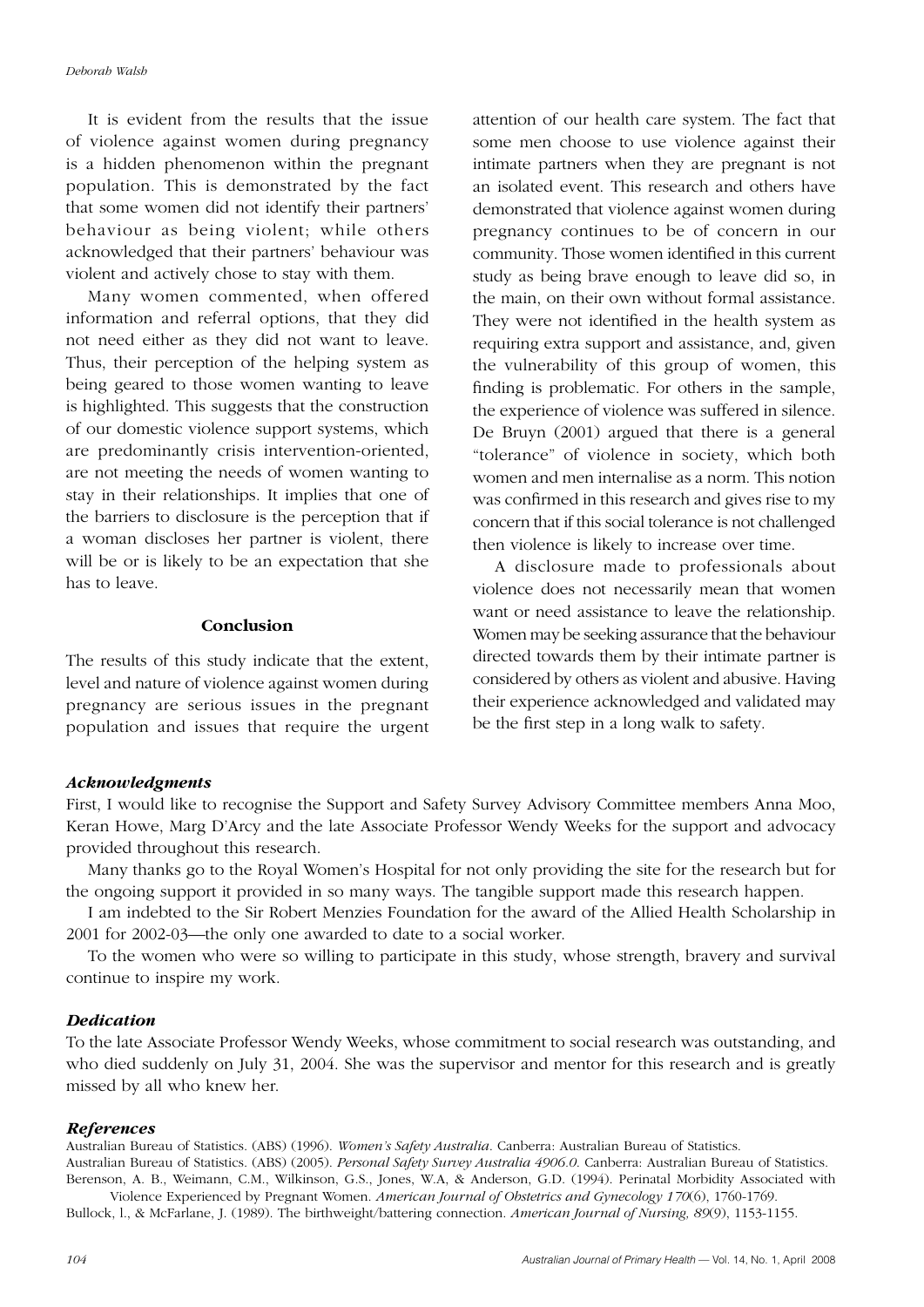It is evident from the results that the issue of violence against women during pregnancy is a hidden phenomenon within the pregnant population. This is demonstrated by the fact that some women did not identify their partners' behaviour as being violent; while others acknowledged that their partners' behaviour was violent and actively chose to stay with them.

Many women commented, when offered information and referral options, that they did not need either as they did not want to leave. Thus, their perception of the helping system as being geared to those women wanting to leave is highlighted. This suggests that the construction of our domestic violence support systems, which are predominantly crisis intervention-oriented, are not meeting the needs of women wanting to stay in their relationships. It implies that one of the barriers to disclosure is the perception that if a woman discloses her partner is violent, there will be or is likely to be an expectation that she has to leave.

## Conclusion

The results of this study indicate that the extent, level and nature of violence against women during pregnancy are serious issues in the pregnant population and issues that require the urgent attention of our health care system. The fact that some men choose to use violence against their intimate partners when they are pregnant is not an isolated event. This research and others have demonstrated that violence against women during pregnancy continues to be of concern in our community. Those women identified in this current study as being brave enough to leave did so, in the main, on their own without formal assistance. They were not identified in the health system as requiring extra support and assistance, and, given the vulnerability of this group of women, this finding is problematic. For others in the sample, the experience of violence was suffered in silence. De Bruyn (2001) argued that there is a general "tolerance" of violence in society, which both women and men internalise as a norm. This notion was confirmed in this research and gives rise to my concern that if this social tolerance is not challenged then violence is likely to increase over time.

A disclosure made to professionals about violence does not necessarily mean that women want or need assistance to leave the relationship. Women may be seeking assurance that the behaviour directed towards them by their intimate partner is considered by others as violent and abusive. Having their experience acknowledged and validated may be the first step in a long walk to safety.

### *Acknowledgments*

First, I would like to recognise the Support and Safety Survey Advisory Committee members Anna Moo, Keran Howe, Marg D'Arcy and the late Associate Professor Wendy Weeks for the support and advocacy provided throughout this research.

Many thanks go to the Royal Women's Hospital for not only providing the site for the research but for the ongoing support it provided in so many ways. The tangible support made this research happen.

I am indebted to the Sir Robert Menzies Foundation for the award of the Allied Health Scholarship in 2001 for 2002-03—the only one awarded to date to a social worker.

To the women who were so willing to participate in this study, whose strength, bravery and survival continue to inspire my work.

### *Dedication*

To the late Associate Professor Wendy Weeks, whose commitment to social research was outstanding, and who died suddenly on July 31, 2004. She was the supervisor and mentor for this research and is greatly missed by all who knew her.

### *References*

Australian Bureau of Statistics. (ABS) (1996). *Women's Safety Australia*. Canberra: Australian Bureau of Statistics.

Australian Bureau of Statistics. (ABS) (2005). *Personal Safety Survey Australia 4906.0*. Canberra: Australian Bureau of Statistics.

Berenson, A. B., Weimann, C.M., Wilkinson, G.S., Jones, W.A, & Anderson, G.D. (1994). Perinatal Morbidity Associated with Violence Experienced by Pregnant Women. *American Journal of Obstetrics and Gynecology 170*(6), 1760-1769.

Bullock, l., & McFarlane, J. (1989). The birthweight/battering connection. *American Journal of Nursing, 89*(9), 1153-1155.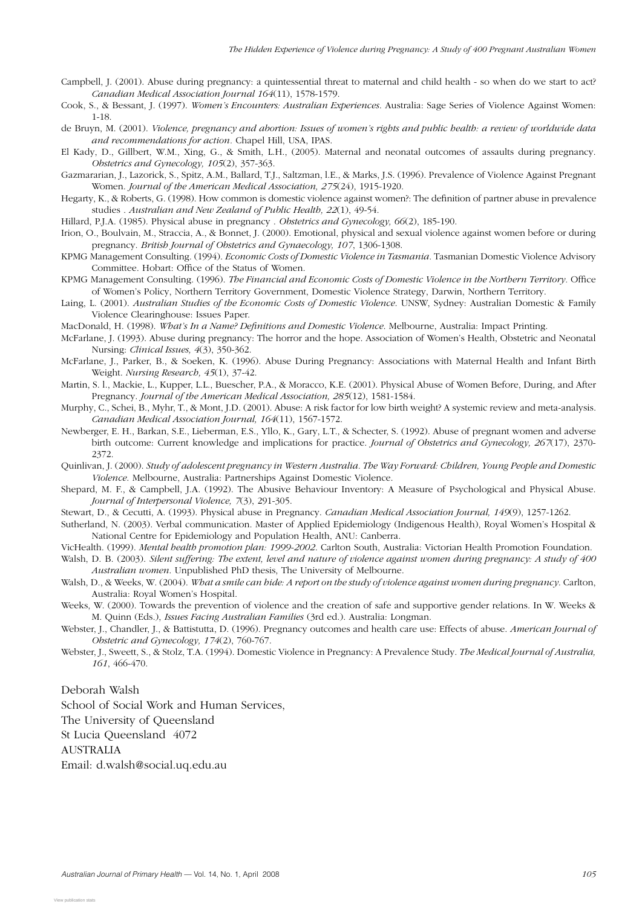Campbell, J. (2001). Abuse during pregnancy: a quintessential threat to maternal and child health - so when do we start to act? *Canadian Medical Association Journal 164*(11), 1578-1579.

Cook, S., & Bessant, J. (1997). *Women's Encounters: Australian Experiences*. Australia: Sage Series of Violence Against Women: 1-18.

de Bruyn, M. (2001). *Violence, pregnancy and abortion: Issues of women's rights and public health: a review of worldwide data and recommendations for action*. Chapel Hill, USA, IPAS.

El Kady, D., Gillbert, W.M., Xing, G., & Smith, L.H., (2005). Maternal and neonatal outcomes of assaults during pregnancy. *Obstetrics and Gynecology, 105*(2), 357-363.

Gazmararian, J., Lazorick, S., Spitz, A.M., Ballard, T.J., Saltzman, l.E., & Marks, J.S. (1996). Prevalence of Violence Against Pregnant Women. *Journal of the American Medical Association, 275*(24), 1915-1920.

Hegarty, K., & Roberts, G. (1998). How common is domestic violence against women?: The definition of partner abuse in prevalence studies . *Australian and New Zealand of Public Health, 22*(1), 49-54.

Hillard, P.J.A. (1985). Physical abuse in pregnancy . *Obstetrics and Gynecology, 66*(2), 185-190.

Irion, O., Boulvain, M., Straccia, A., & Bonnet, J. (2000). Emotional, physical and sexual violence against women before or during pregnancy. *British Journal of Obstetrics and Gynaecology, 107*, 1306-1308.

KPMG Management Consulting. (1994). *Economic Costs of Domestic Violence in Tasmania*. Tasmanian Domestic Violence Advisory Committee. Hobart: Office of the Status of Women.

KPMG Management Consulting. (1996). *The Financial and Economic Costs of Domestic Violence in the Northern Territory*. Office of Women's Policy, Northern Territory Government, Domestic Violence Strategy, Darwin, Northern Territory.

Laing, L. (2001). *Australian Studies of the Economic Costs of Domestic Violence*. UNSW, Sydney: Australian Domestic & Family Violence Clearinghouse: Issues Paper.

MacDonald, H. (1998). *What's In a Name? Definitions and Domestic Violence*. Melbourne, Australia: Impact Printing.

McFarlane, J. (1993). Abuse during pregnancy: The horror and the hope. Association of Women's Health, Obstetric and Neonatal Nursing: *Clinical Issues, 4*(3), 350-362.

McFarlane, J., Parker, B., & Soeken, K. (1996). Abuse During Pregnancy: Associations with Maternal Health and Infant Birth Weight. *Nursing Research, 45*(1), 37-42.

Martin, S. l., Mackie, L., Kupper, L.L., Buescher, P.A., & Moracco, K.E. (2001). Physical Abuse of Women Before, During, and After Pregnancy. *Journal of the American Medical Association, 285*(12), 1581-1584.

Murphy, C., Schei, B., Myhr, T., & Mont, J.D. (2001). Abuse: A risk factor for low birth weight? A systemic review and meta-analysis. *Canadian Medical Association Journal, 164*(11), 1567-1572.

Newberger, E. H., Barkan, S.E., Lieberman, E.S., Yllo, K., Gary, L.T., & Schecter, S. (1992). Abuse of pregnant women and adverse birth outcome: Current knowledge and implications for practice. *Journal of Obstetrics and Gynecology, 267*(17), 2370-2372.

Quinlivan, J. (2000). *Study of adolescent pregnancy in Western Australia. The Way Forward: Children, Young People and Domestic Violence*. Melbourne, Australia: Partnerships Against Domestic Violence.

Shepard, M. F., & Campbell, J.A. (1992). The Abusive Behaviour Inventory: A Measure of Psychological and Physical Abuse. *Journal of Interpersonal Violence, 7*(3), 291-305.

Stewart, D., & Cecutti, A. (1993). Physical abuse in Pregnancy. *Canadian Medical Association Journal, 149*(9), 1257-1262.

Sutherland, N. (2003). Verbal communication. Master of Applied Epidemiology (Indigenous Health), Royal Women's Hospital & National Centre for Epidemiology and Population Health, ANU: Canberra.

VicHealth. (1999). *Mental health promotion plan: 1999-2002*. Carlton South, Australia: Victorian Health Promotion Foundation.

Walsh, D. B. (2003). *Silent suffering: The extent, level and nature of violence against women during pregnancy: A study of 400 Australian women*. Unpublished PhD thesis, The University of Melbourne.

Walsh, D., & Weeks, W. (2004). *What a smile can hide: A report on the study of violence against women during pregnancy*. Carlton, Australia: Royal Women's Hospital.

Weeks, W. (2000). Towards the prevention of violence and the creation of safe and supportive gender relations. In W. Weeks & M. Quinn (Eds.), *Issues Facing Australian Families* (3rd ed.). Australia: Longman.

Webster, J., Chandler, J., & Battistutta, D. (1996). Pregnancy outcomes and health care use: Effects of abuse. *American Journal of Obstetric and Gynecology, 174*(2), 760-767.

Webster, J., Sweett, S., & Stolz, T.A. (1994). Domestic Violence in Pregnancy: A Prevalence Study. *The Medical Journal of Australia, 161*, 466-470.

Deborah Walsh
School of Social Work and Human Services,
The University of Queensland
St Lucia Queensland 4072
AUSTRALIA
Email: d.walsh@social.uq.edu.au